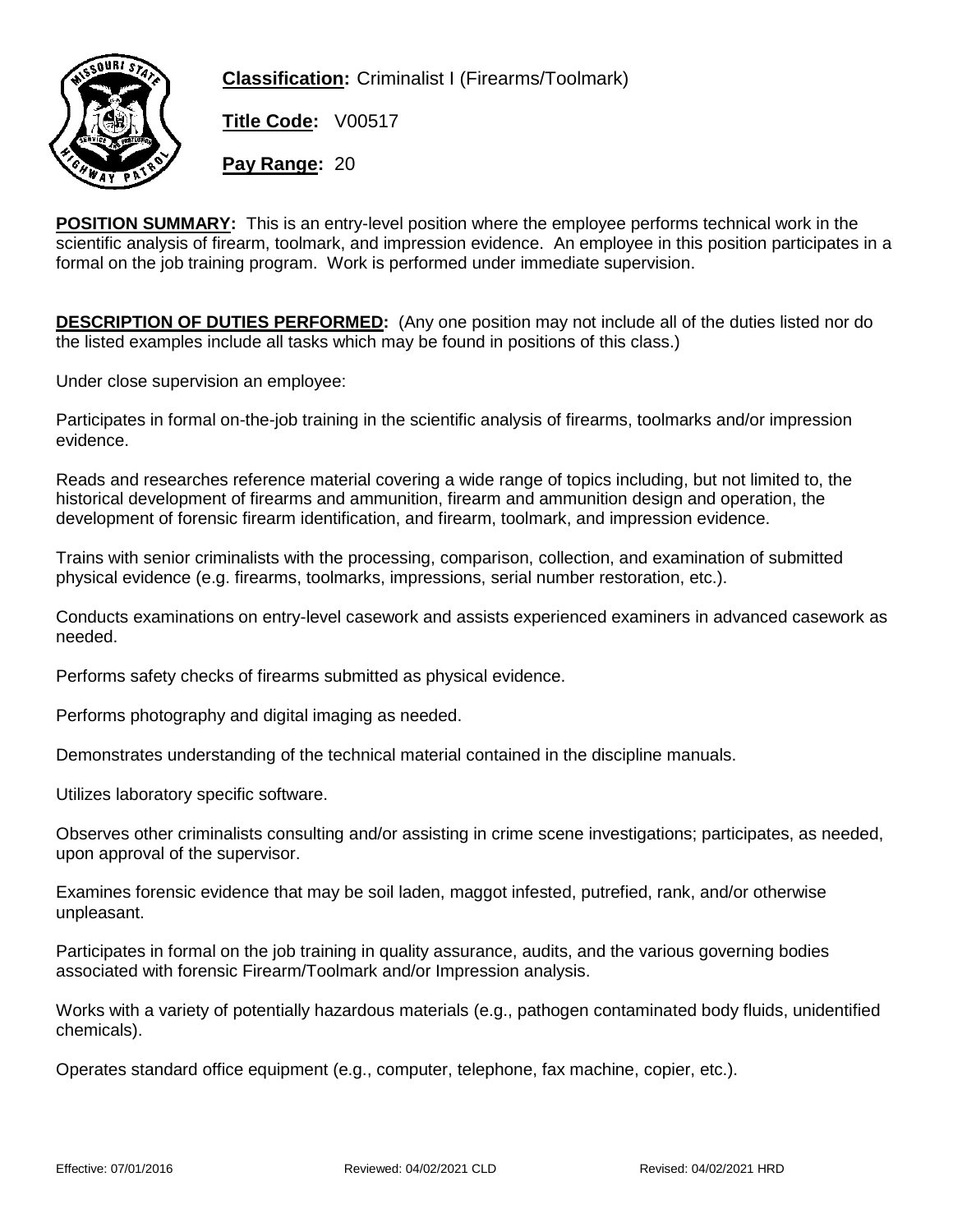**Classification:** Criminalist I (Firearms/Toolmark)

**Title Code:** V00517

**Pay Range:** 20

**POSITION SUMMARY:** This is an entry-level position where the employee performs technical work in the scientific analysis of firearm, toolmark, and impression evidence. An employee in this position participates in a formal on the job training program. Work is performed under immediate supervision.

**DESCRIPTION OF DUTIES PERFORMED:** (Any one position may not include all of the duties listed nor do the listed examples include all tasks which may be found in positions of this class.)

Under close supervision an employee:

Participates in formal on-the-job training in the scientific analysis of firearms, toolmarks and/or impression evidence.

Reads and researches reference material covering a wide range of topics including, but not limited to, the historical development of firearms and ammunition, firearm and ammunition design and operation, the development of forensic firearm identification, and firearm, toolmark, and impression evidence.

Trains with senior criminalists with the processing, comparison, collection, and examination of submitted physical evidence (e.g. firearms, toolmarks, impressions, serial number restoration, etc.).

Conducts examinations on entry-level casework and assists experienced examiners in advanced casework as needed.

Performs safety checks of firearms submitted as physical evidence.

Performs photography and digital imaging as needed.

Demonstrates understanding of the technical material contained in the discipline manuals.

Utilizes laboratory specific software.

Observes other criminalists consulting and/or assisting in crime scene investigations; participates, as needed, upon approval of the supervisor.

Examines forensic evidence that may be soil laden, maggot infested, putrefied, rank, and/or otherwise unpleasant.

Participates in formal on the job training in quality assurance, audits, and the various governing bodies associated with forensic Firearm/Toolmark and/or Impression analysis.

Works with a variety of potentially hazardous materials (e.g., pathogen contaminated body fluids, unidentified chemicals).

Operates standard office equipment (e.g., computer, telephone, fax machine, copier, etc.).

Effective: 07/01/2016 Reviewed: 04/02/2021 CLD Revised: 04/02/2021 HRD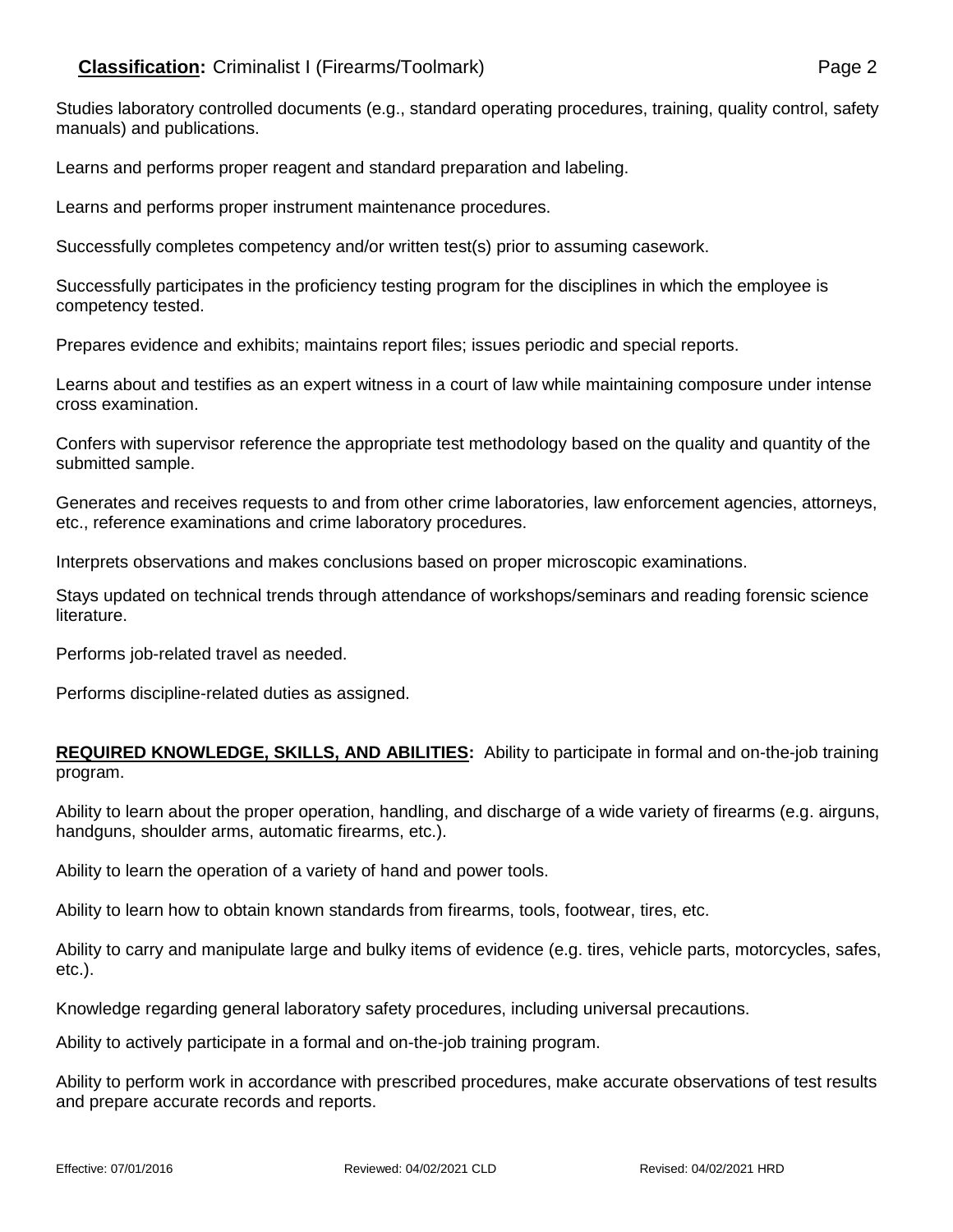Studies laboratory controlled documents (e.g., standard operating procedures, training, quality control, safety manuals) and publications.

Learns and performs proper reagent and standard preparation and labeling.

Learns and performs proper instrument maintenance procedures.

Successfully completes competency and/or written test(s) prior to assuming casework.

Successfully participates in the proficiency testing program for the disciplines in which the employee is competency tested.

Prepares evidence and exhibits; maintains report files; issues periodic and special reports.

Learns about and testifies as an expert witness in a court of law while maintaining composure under intense cross examination.

Confers with supervisor reference the appropriate test methodology based on the quality and quantity of the submitted sample.

Generates and receives requests to and from other crime laboratories, law enforcement agencies, attorneys, etc., reference examinations and crime laboratory procedures.

Interprets observations and makes conclusions based on proper microscopic examinations.

Stays updated on technical trends through attendance of workshops/seminars and reading forensic science literature.

Performs job-related travel as needed.

Performs discipline-related duties as assigned.

**REQUIRED KNOWLEDGE, SKILLS, AND ABILITIES:** Ability to participate in formal and on-the-job training program.

Ability to learn about the proper operation, handling, and discharge of a wide variety of firearms (e.g. airguns, handguns, shoulder arms, automatic firearms, etc.).

Ability to learn the operation of a variety of hand and power tools.

Ability to learn how to obtain known standards from firearms, tools, footwear, tires, etc.

Ability to carry and manipulate large and bulky items of evidence (e.g. tires, vehicle parts, motorcycles, safes, etc.).

Knowledge regarding general laboratory safety procedures, including universal precautions.

Ability to actively participate in a formal and on-the-job training program.

Ability to perform work in accordance with prescribed procedures, make accurate observations of test results and prepare accurate records and reports.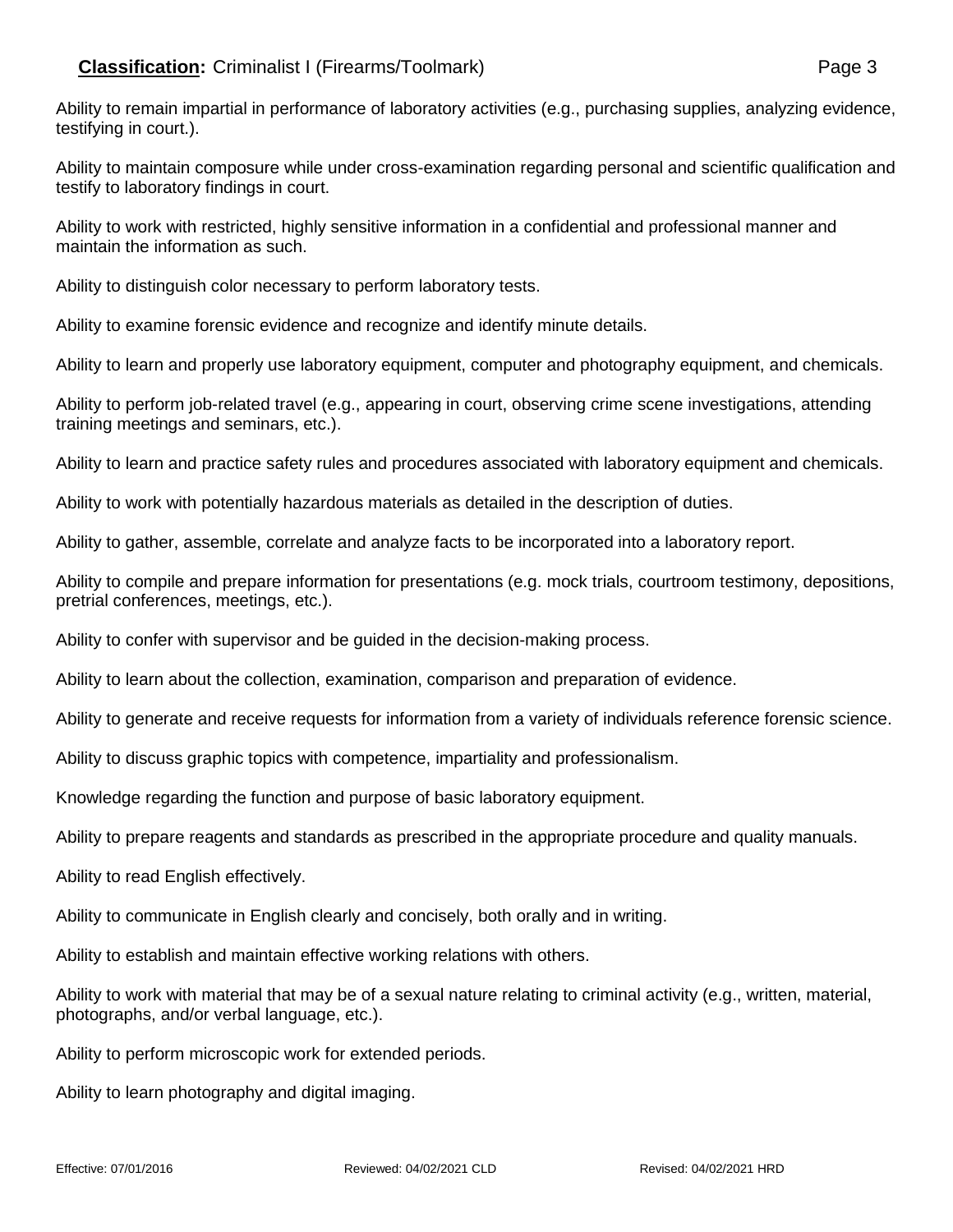Ability to remain impartial in performance of laboratory activities (e.g., purchasing supplies, analyzing evidence, testifying in court.).

Ability to maintain composure while under cross-examination regarding personal and scientific qualification and testify to laboratory findings in court.

Ability to work with restricted, highly sensitive information in a confidential and professional manner and maintain the information as such.

Ability to distinguish color necessary to perform laboratory tests.

Ability to examine forensic evidence and recognize and identify minute details.

Ability to learn and properly use laboratory equipment, computer and photography equipment, and chemicals.

Ability to perform job-related travel (e.g., appearing in court, observing crime scene investigations, attending training meetings and seminars, etc.).

Ability to learn and practice safety rules and procedures associated with laboratory equipment and chemicals.

Ability to work with potentially hazardous materials as detailed in the description of duties.

Ability to gather, assemble, correlate and analyze facts to be incorporated into a laboratory report.

Ability to compile and prepare information for presentations (e.g. mock trials, courtroom testimony, depositions, pretrial conferences, meetings, etc.).

Ability to confer with supervisor and be guided in the decision-making process.

Ability to learn about the collection, examination, comparison and preparation of evidence.

Ability to generate and receive requests for information from a variety of individuals reference forensic science.

Ability to discuss graphic topics with competence, impartiality and professionalism.

Knowledge regarding the function and purpose of basic laboratory equipment.

Ability to prepare reagents and standards as prescribed in the appropriate procedure and quality manuals.

Ability to read English effectively.

Ability to communicate in English clearly and concisely, both orally and in writing.

Ability to establish and maintain effective working relations with others.

Ability to work with material that may be of a sexual nature relating to criminal activity (e.g., written, material, photographs, and/or verbal language, etc.).

Ability to perform microscopic work for extended periods.

Ability to learn photography and digital imaging.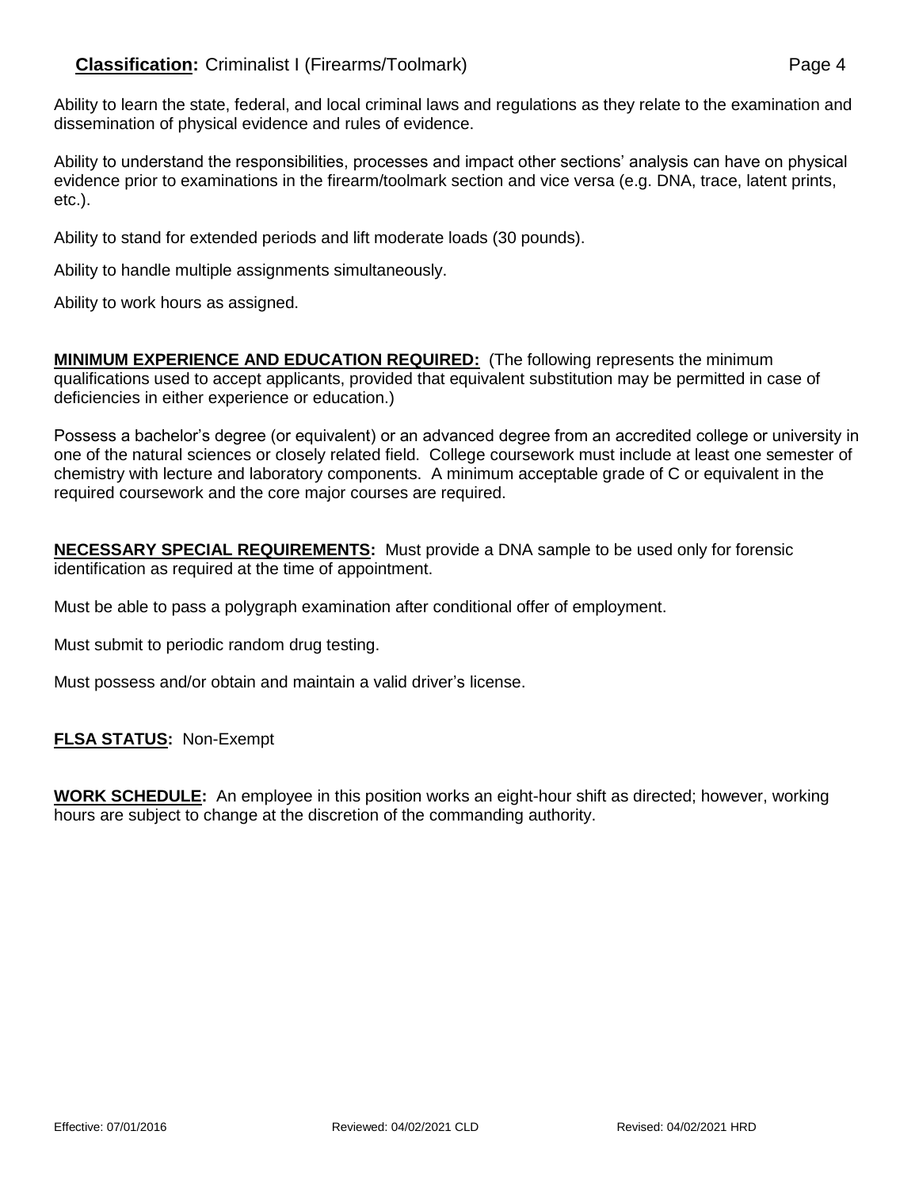Ability to learn the state, federal, and local criminal laws and regulations as they relate to the examination and dissemination of physical evidence and rules of evidence.

Ability to understand the responsibilities, processes and impact other sections' analysis can have on physical evidence prior to examinations in the firearm/toolmark section and vice versa (e.g. DNA, trace, latent prints, etc.).

Ability to stand for extended periods and lift moderate loads (30 pounds).

Ability to handle multiple assignments simultaneously.

Ability to work hours as assigned.

**MINIMUM EXPERIENCE AND EDUCATION REQUIRED:** (The following represents the minimum qualifications used to accept applicants, provided that equivalent substitution may be permitted in case of deficiencies in either experience or education.)

Possess a bachelor's degree (or equivalent) or an advanced degree from an accredited college or university in one of the natural sciences or closely related field. College coursework must include at least one semester of chemistry with lecture and laboratory components. A minimum acceptable grade of C or equivalent in the required coursework and the core major courses are required.

**NECESSARY SPECIAL REQUIREMENTS:** Must provide a DNA sample to be used only for forensic identification as required at the time of appointment.

Must be able to pass a polygraph examination after conditional offer of employment.

Must submit to periodic random drug testing.

Must possess and/or obtain and maintain a valid driver's license.

**FLSA STATUS:** Non-Exempt

**WORK SCHEDULE:** An employee in this position works an eight-hour shift as directed; however, working hours are subject to change at the discretion of the commanding authority.